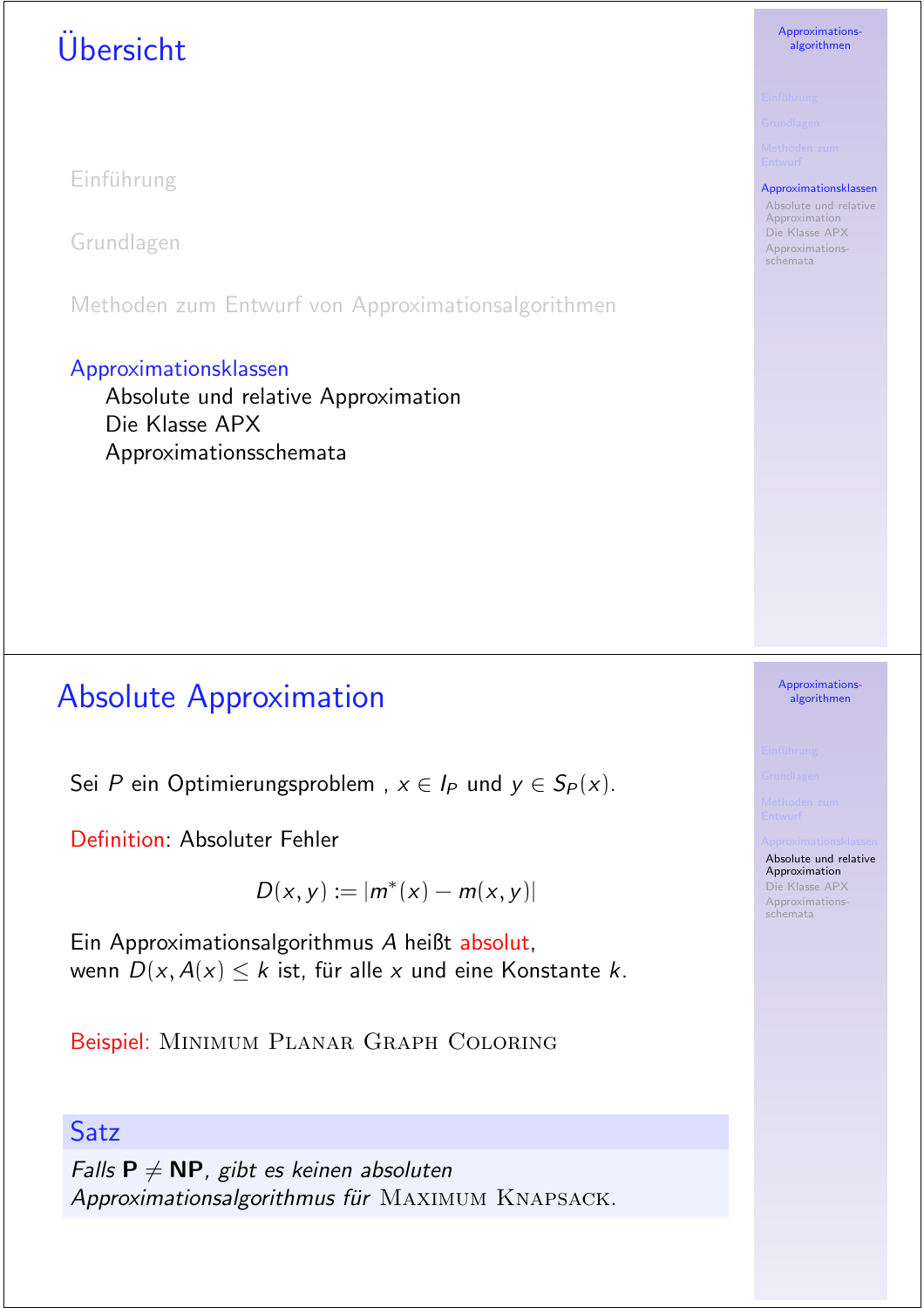# Übersicht

Einführung

Grundlagen

Methoden zum Entwurf von Approximationsalgorithmen

Approximationsklassen
- Absolute und relative Approximation
- Die Klasse APX
- Approximationsschemata

# Absolute Approximation

Sei $P$ ein Optimierungsproblem , $x \in I_P$ und $y \in S_P(x)$.

Definition: Absoluter Fehler

$$D(x, y) := |m^*(x) - m(x, y)|$$

Ein Approximationsalgorithmus $A$ heißt absolut,
wenn $D(x, A(x) \leq k$ ist, für alle $x$ und eine Konstante $k$.

Beispiel: Minimum Planar Graph Coloring

**Satz**

*Falls* $\mathbf{P} \neq \mathbf{NP}$*, gibt es keinen absoluten Approximationsalgorithmus für* Maximum Knapsack*.*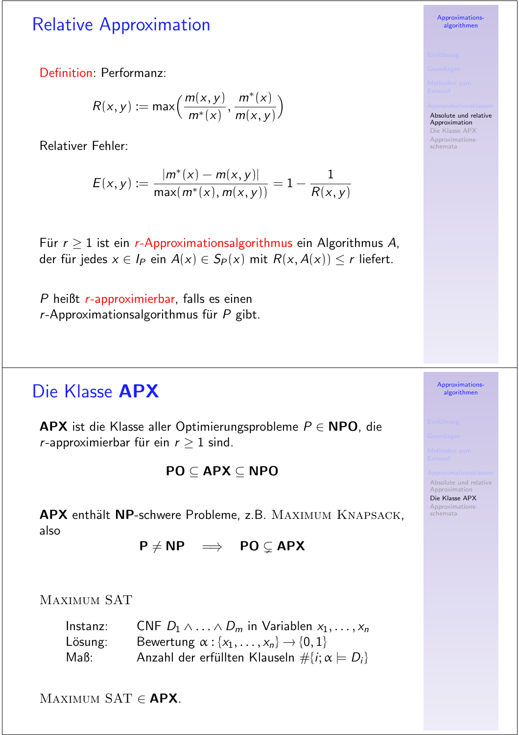# Relative Approximation

Definition: Performanz:

$$R(x,y) := \max\left(\frac{m(x,y)}{m^*(x)}, \frac{m^*(x)}{m(x,y)}\right)$$

Relativer Fehler:

$$E(x,y) := \frac{|m^*(x) - m(x,y)|}{\max(m^*(x), m(x,y))} = 1 - \frac{1}{R(x,y)}$$

Für $r \geq 1$ ist ein $r$-Approximationsalgorithmus ein Algorithmus $A$, der für jedes $x \in I_P$ ein $A(x) \in S_P(x)$ mit $R(x, A(x)) \leq r$ liefert.

$P$ heißt $r$-approximierbar, falls es einen $r$-Approximationsalgorithmus für $P$ gibt.

# Die Klasse **APX**

**APX** ist die Klasse aller Optimierungsprobleme $P \in$ **NPO**, die $r$-approximierbar für ein $r \geq 1$ sind.

$$\mathbf{PO} \subseteq \mathbf{APX} \subseteq \mathbf{NPO}$$

**APX** enthält **NP**-schwere Probleme, z.B. MAXIMUM KNAPSACK, also

$$\mathbf{P} \neq \mathbf{NP} \implies \mathbf{PO} \subsetneq \mathbf{APX}$$

MAXIMUM SAT

- Instanz: CNF $D_1 \wedge \ldots \wedge D_m$ in Variablen $x_1, \ldots, x_n$
- Lösung: Bewertung $\alpha : \{x_1, \ldots, x_n\} \rightarrow \{0, 1\}$
- Maß: Anzahl der erfüllten Klauseln $\#\{i; \alpha \models D_i\}$

MAXIMUM SAT $\in$ **APX**.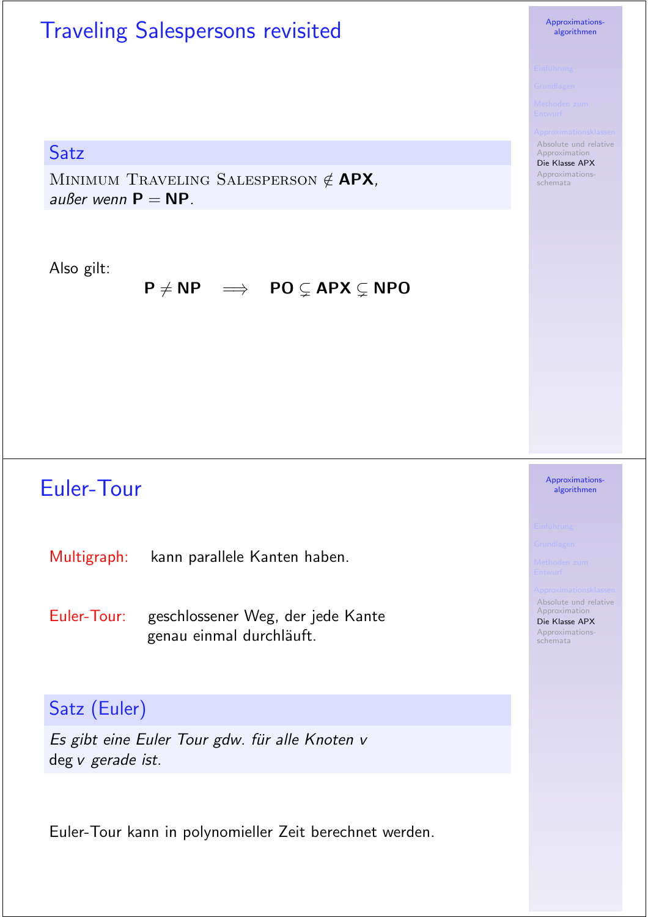# Traveling Salespersons revisited

**Satz**

MINIMUM TRAVELING SALESPERSON $\notin$ **APX**, *außer wenn* **P** $=$ **NP**.

Also gilt:

$$\mathbf{P} \neq \mathbf{NP} \quad \Longrightarrow \quad \mathbf{PO} \subsetneq \mathbf{APX} \subsetneq \mathbf{NPO}$$

# Euler-Tour

Multigraph: kann parallele Kanten haben.

Euler-Tour: geschlossener Weg, der jede Kante genau einmal durchläuft.

**Satz (Euler)**

*Es gibt eine Euler Tour gdw. für alle Knoten $v$ $\deg v$ gerade ist.*

Euler-Tour kann in polynomieller Zeit berechnet werden.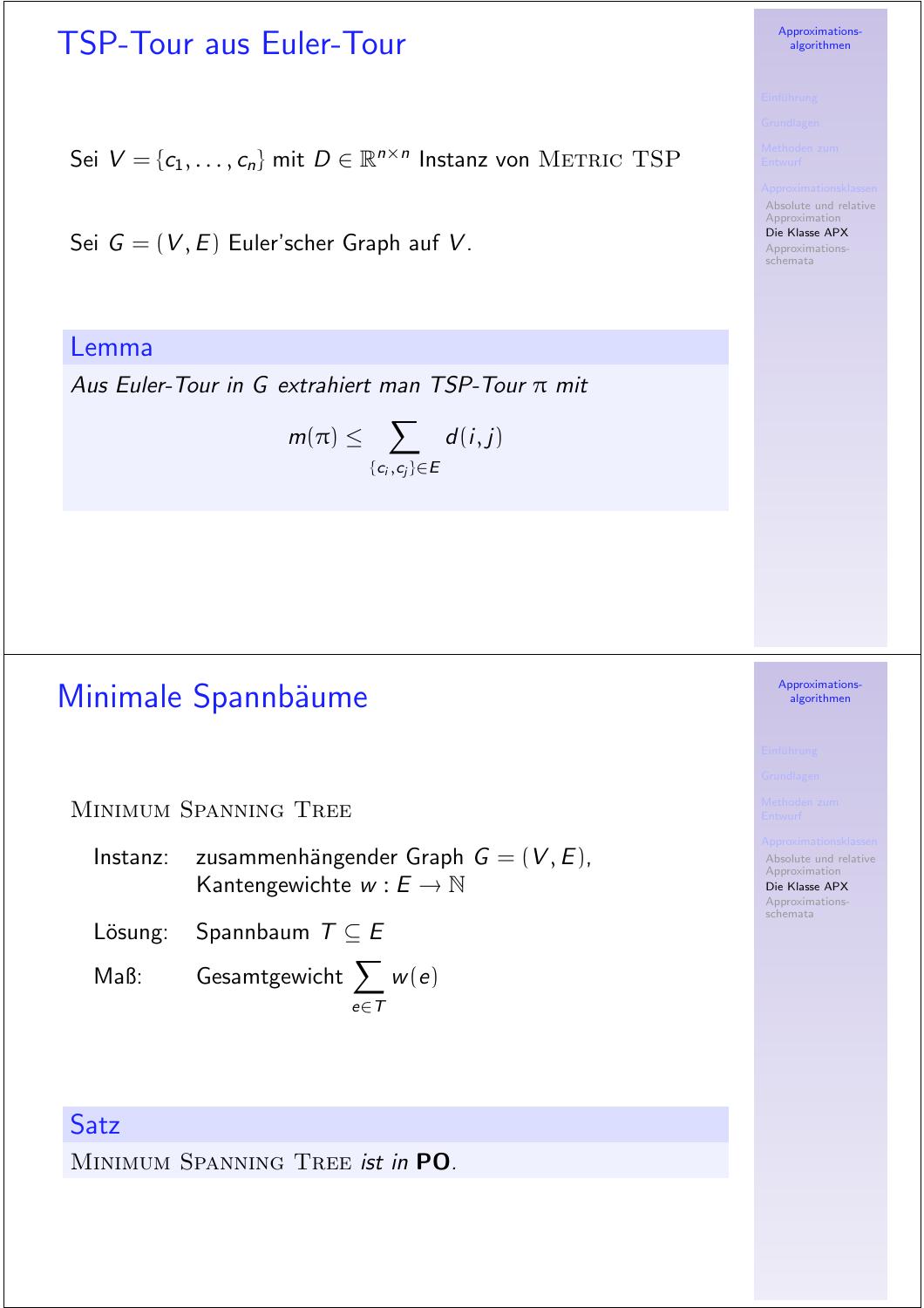## TSP-Tour aus Euler-Tour

Sei $V = \{c_1, \ldots, c_n\}$ mit $D \in \mathbb{R}^{n \times n}$ Instanz von METRIC TSP

Sei $G = (V, E)$ Euler'scher Graph auf $V$.

**Lemma**

*Aus Euler-Tour in $G$ extrahiert man TSP-Tour $\pi$ mit*

$$m(\pi) \leq \sum_{\{c_i, c_j\} \in E} d(i, j)$$

## Minimale Spannbäume

MINIMUM SPANNING TREE

- Instanz: zusammenhängender Graph $G = (V, E)$, Kantengewichte $w : E \to \mathbb{N}$
- Lösung: Spannbaum $T \subseteq E$
- Maß: Gesamtgewicht $\sum_{e \in T} w(e)$

**Satz**

MINIMUM SPANNING TREE *ist in* **PO**.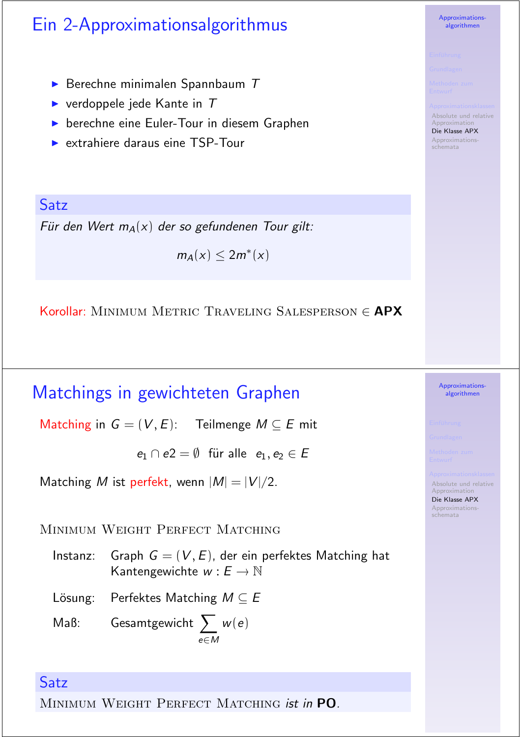## Ein 2-Approximationsalgorithmus

- Berechne minimalen Spannbaum $T$
- verdoppele jede Kante in $T$
- berechne eine Euler-Tour in diesem Graphen
- extrahiere daraus eine TSP-Tour

**Satz**

*Für den Wert $m_A(x)$ der so gefundenen Tour gilt:*

$$m_A(x) \leq 2m^*(x)$$

Korollar: MINIMUM METRIC TRAVELING SALESPERSON $\in$ **APX**

## Matchings in gewichteten Graphen

Matching in $G = (V, E)$: Teilmenge $M \subseteq E$ mit

$$e_1 \cap e2 = \emptyset \quad \text{für alle} \quad e_1, e_2 \in E$$

Matching $M$ ist perfekt, wenn $|M| = |V|/2$.

MINIMUM WEIGHT PERFECT MATCHING

Instanz: Graph $G = (V, E)$, der ein perfektes Matching hat
Kantengewichte $w : E \longrightarrow \mathbb{N}$

Lösung: Perfektes Matching $M \subseteq E$

Maß: Gesamtgewicht $\sum_{e \in M} w(e)$

**Satz**

MINIMUM WEIGHT PERFECT MATCHING *ist in* **PO**.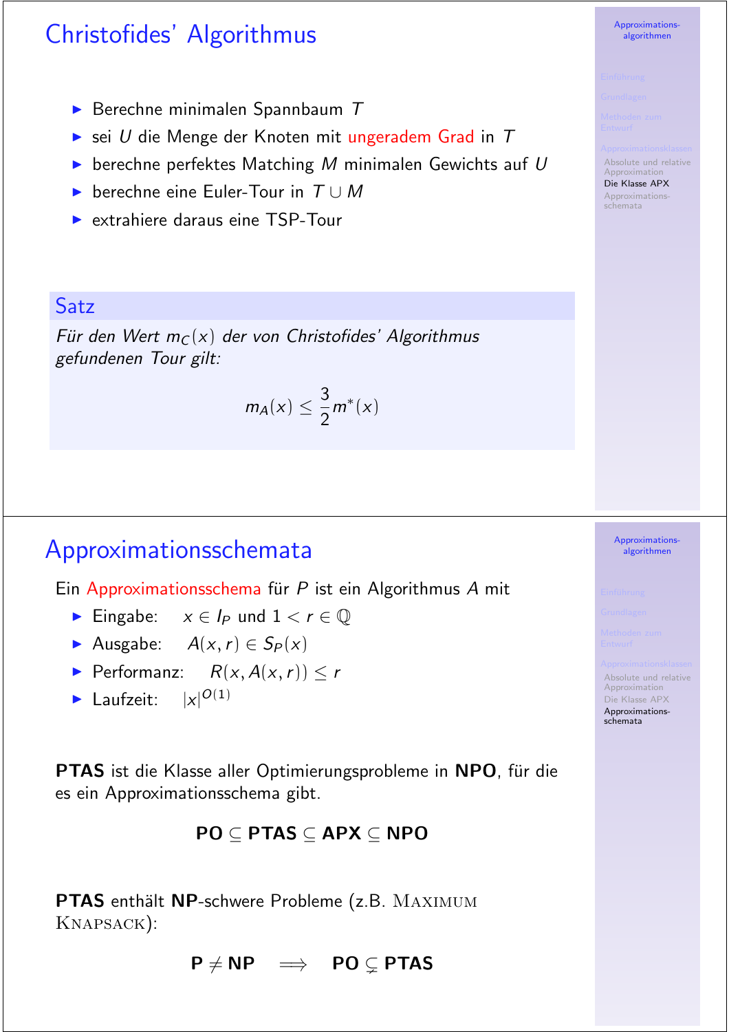# Christofides' Algorithmus

- Berechne minimalen Spannbaum $T$
- sei $U$ die Menge der Knoten mit ungeradem Grad in $T$
- berechne perfektes Matching $M$ minimalen Gewichts auf $U$
- berechne eine Euler-Tour in $T \cup M$
- extrahiere daraus eine TSP-Tour

**Satz**

*Für den Wert $m_C(x)$ der von Christofides' Algorithmus gefundenen Tour gilt:*

$$m_A(x) \leq \frac{3}{2} m^*(x)$$

# Approximationsschemata

Ein Approximationsschema für $P$ ist ein Algorithmus $A$ mit

- Eingabe: $x \in I_P$ und $1 < r \in \mathbb{Q}$
- Ausgabe: $A(x, r) \in S_P(x)$
- Performanz: $R(x, A(x, r)) \leq r$
- Laufzeit: $|x|^{O(1)}$

**PTAS** ist die Klasse aller Optimierungsprobleme in **NPO**, für die es ein Approximationsschema gibt.

$$\mathbf{PO} \subseteq \mathbf{PTAS} \subseteq \mathbf{APX} \subseteq \mathbf{NPO}$$

**PTAS** enthält **NP**-schwere Probleme (z.B. Maximum Knapsack):

$$\mathbf{P} \neq \mathbf{NP} \quad \Longrightarrow \quad \mathbf{PO} \subsetneq \mathbf{PTAS}$$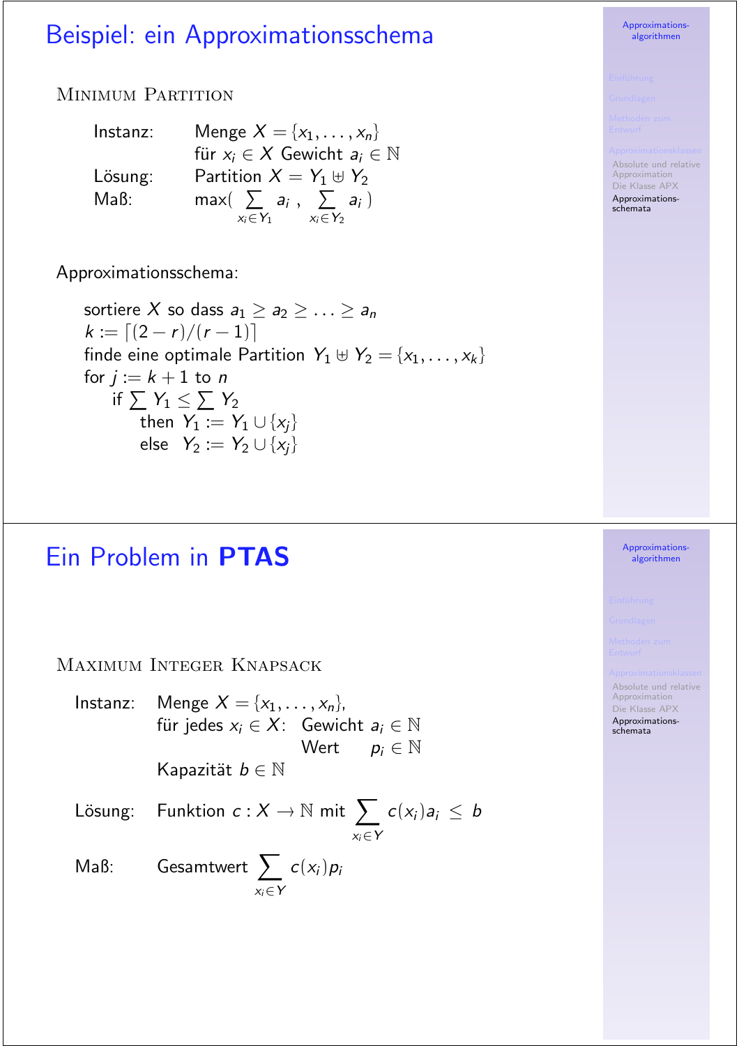# Beispiel: ein Approximationsschema

Minimum Partition

| | |
|---|---|
| Instanz: | Menge $X = \{x_1, \ldots, x_n\}$ für $x_i \in X$ Gewicht $a_i \in \mathbb{N}$ |
| Lösung: | Partition $X = Y_1 \uplus Y_2$ |
| Maß: | $\max( \sum_{x_i \in Y_1} a_i \, , \, \sum_{x_i \in Y_2} a_i \, )$ |

Approximationsschema:

sortiere $X$ so dass $a_1 \geq a_2 \geq \ldots \geq a_n$
$k := \lceil (2 - r)/(r - 1) \rceil$
finde eine optimale Partition $Y_1 \uplus Y_2 = \{x_1, \ldots, x_k\}$
for $j := k + 1$ to $n$
  if $\sum Y_1 \leq \sum Y_2$
    then $Y_1 := Y_1 \cup \{x_j\}$
    else $Y_2 := Y_2 \cup \{x_j\}$

# Ein Problem in **PTAS**

Maximum Integer Knapsack

| | |
|---|---|
| Instanz: | Menge $X = \{x_1, \ldots, x_n\}$, für jedes $x_i \in X$: Gewicht $a_i \in \mathbb{N}$, Wert $p_i \in \mathbb{N}$; Kapazität $b \in \mathbb{N}$ |
| Lösung: | Funktion $c : X \to \mathbb{N}$ mit $\sum_{x_i \in Y} c(x_i) a_i \; \leq \; b$ |
| Maß: | Gesamtwert $\sum_{x_i \in Y} c(x_i) p_i$ |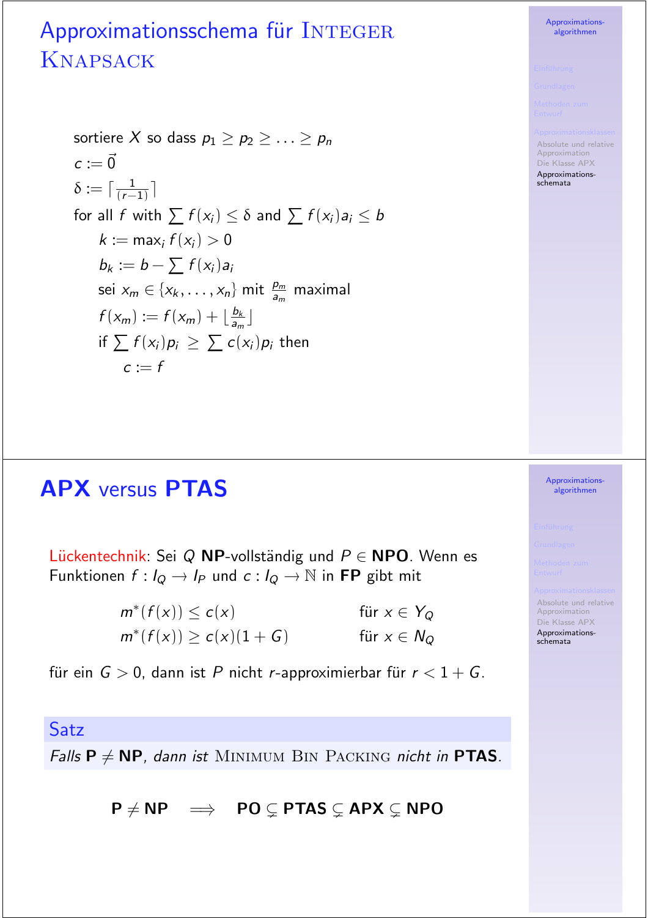## Approximationsschema für INTEGER KNAPSACK

```
sortiere X so dass p_1 ≥ p_2 ≥ ... ≥ p_n
c := 0⃗
δ := ⌈1/(r−1)⌉
for all f with ∑ f(x_i) ≤ δ and ∑ f(x_i)a_i ≤ b
    k := max_i f(x_i) > 0
    b_k := b − ∑ f(x_i)a_i
    sei x_m ∈ {x_k, ..., x_n} mit p_m/a_m maximal
    f(x_m) := f(x_m) + ⌊b_k/a_m⌋
    if ∑ f(x_i)p_i ≥ ∑ c(x_i)p_i then
        c := f
```

## APX versus PTAS

Lückentechnik: Sei $Q$ **NP**-vollständig und $P \in$ **NPO**. Wenn es Funktionen $f : I_Q \to I_P$ und $c : I_Q \to \mathbb{N}$ in **FP** gibt mit

$$
\begin{aligned}
m^*(f(x)) &\le c(x) && \text{für } x \in Y_Q \\
m^*(f(x)) &\ge c(x)(1+G) && \text{für } x \in N_Q
\end{aligned}
$$

für ein $G > 0$, dann ist $P$ nicht $r$-approximierbar für $r < 1 + G$.

**Satz**

*Falls* $\mathbf{P} \neq \mathbf{NP}$*, dann ist* MINIMUM BIN PACKING *nicht in* **PTAS**.

$$\mathbf{P} \neq \mathbf{NP} \implies \mathbf{PO} \subsetneq \mathbf{PTAS} \subsetneq \mathbf{APX} \subsetneq \mathbf{NPO}$$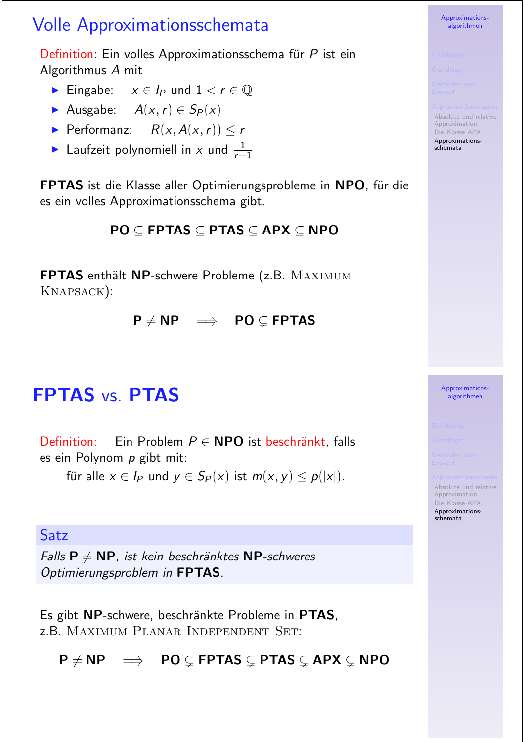# Volle Approximationsschemata

Definition: Ein volles Approximationsschema für $P$ ist ein Algorithmus $A$ mit

- Eingabe: $x \in I_P$ und $1 < r \in \mathbb{Q}$
- Ausgabe: $A(x, r) \in S_P(x)$
- Performanz: $R(x, A(x, r)) \leq r$
- Laufzeit polynomiell in $x$ und $\frac{1}{r-1}$

**FPTAS** ist die Klasse aller Optimierungsprobleme in **NPO**, für die es ein volles Approximationsschema gibt.

$$\mathbf{PO} \subseteq \mathbf{FPTAS} \subseteq \mathbf{PTAS} \subseteq \mathbf{APX} \subseteq \mathbf{NPO}$$

**FPTAS** enthält **NP**-schwere Probleme (z.B. Maximum Knapsack):

$$\mathbf{P} \neq \mathbf{NP} \implies \mathbf{PO} \subsetneq \mathbf{FPTAS}$$

# FPTAS vs. PTAS

Definition: Ein Problem $P \in \mathbf{NPO}$ ist beschränkt, falls es ein Polynom $p$ gibt mit:

für alle $x \in I_P$ und $y \in S_P(x)$ ist $m(x, y) \leq p(|x|)$.

**Satz**

*Falls* $\mathbf{P} \neq \mathbf{NP}$, *ist kein beschränktes* **NP**-*schweres Optimierungsproblem in* **FPTAS**.

Es gibt **NP**-schwere, beschränkte Probleme in **PTAS**, z.B. Maximum Planar Independent Set:

$$\mathbf{P} \neq \mathbf{NP} \implies \mathbf{PO} \subsetneq \mathbf{FPTAS} \subsetneq \mathbf{PTAS} \subsetneq \mathbf{APX} \subsetneq \mathbf{NPO}$$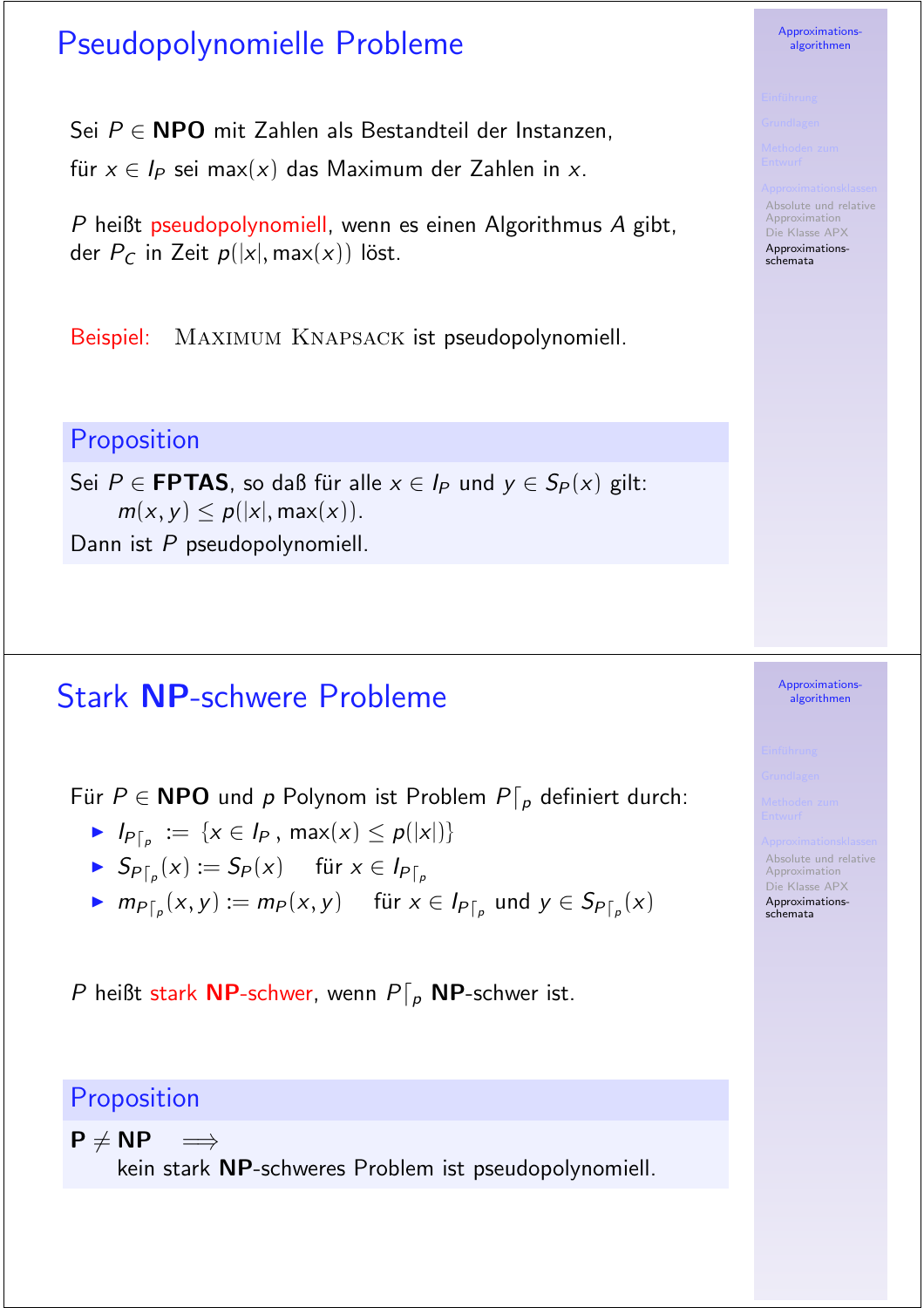## Pseudopolynomielle Probleme

Sei $P \in \mathbf{NPO}$ mit Zahlen als Bestandteil der Instanzen,

für $x \in I_P$ sei $\max(x)$ das Maximum der Zahlen in $x$.

$P$ heißt pseudopolynomiell, wenn es einen Algorithmus $A$ gibt, der $P_C$ in Zeit $p(|x|, \max(x))$ löst.

Beispiel: MAXIMUM KNAPSACK ist pseudopolynomiell.

### Proposition

Sei $P \in \mathbf{FPTAS}$, so daß für alle $x \in I_P$ und $y \in S_P(x)$ gilt:
$m(x, y) \leq p(|x|, \max(x))$.
Dann ist $P$ pseudopolynomiell.

## Stark NP-schwere Probleme

Für $P \in \mathbf{NPO}$ und $p$ Polynom ist Problem $P\lceil_p$ definiert durch:

- $I_{P\lceil_p} := \{x \in I_P \,,\, \max(x) \leq p(|x|)\}$
- $S_{P\lceil_p}(x) := S_P(x)$ für $x \in I_{P\lceil_p}$
- $m_{P\lceil_p}(x, y) := m_P(x, y)$ für $x \in I_{P\lceil_p}$ und $y \in S_{P\lceil_p}(x)$

$P$ heißt stark **NP**-schwer, wenn $P\lceil_p$ **NP**-schwer ist.

### Proposition

$\mathbf{P} \neq \mathbf{NP} \implies$
kein stark **NP**-schweres Problem ist pseudopolynomiell.